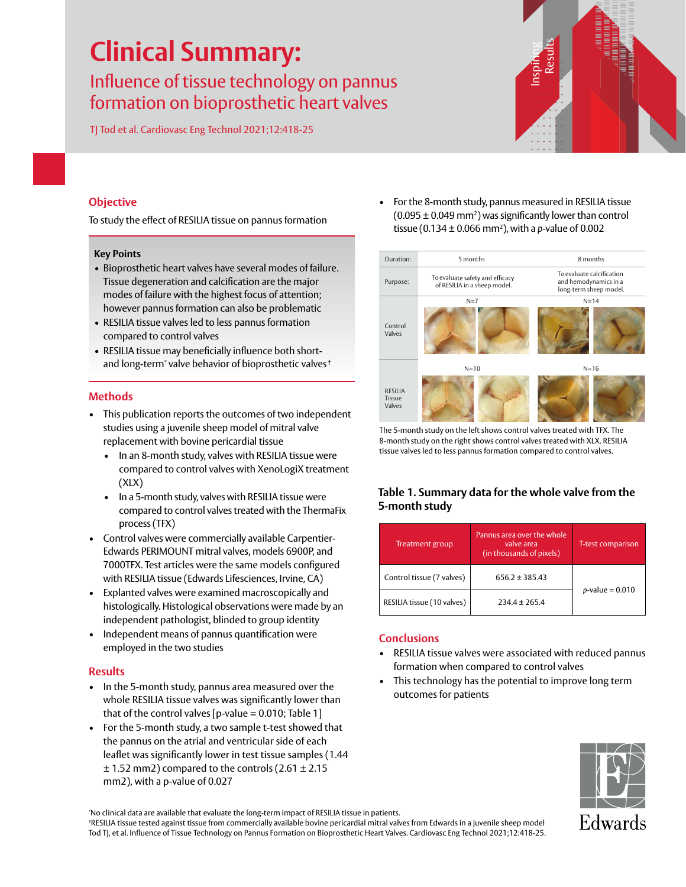# Clinical Summary:

## Influence of tissue technology on pannus formation on bioprosthetic heart valves

TJ Tod et al. Cardiovasc Eng Technol 2021;12:418-25

## Objective

To study the effect of RESILIA tissue on pannus formation

### Key Points

- Bioprosthetic heart valves have several modes of failure. Tissue degeneration and calcification are the major modes of failure with the highest focus of attention; however pannus formation can also be problematic
- RESILIA tissue valves led to less pannus formation compared to control valves
- RESILIA tissue may beneficially influence both short- and long-term* valve behavior of bioprosthetic valves†

## Methods

- This publication reports the outcomes of two independent studies using a juvenile sheep model of mitral valve replacement with bovine pericardial tissue
  - In an 8-month study, valves with RESILIA tissue were compared to control valves with XenoLogiX treatment (XLX)
  - In a 5-month study, valves with RESILIA tissue were compared to control valves treated with the ThermaFix process (TFX)
- Control valves were commercially available Carpentier-Edwards PERIMOUNT mitral valves, models 6900P, and 7000TFX. Test articles were the same models configured with RESILIA tissue (Edwards Lifesciences, Irvine, CA)
- Explanted valves were examined macroscopically and histologically. Histological observations were made by an independent pathologist, blinded to group identity
- Independent means of pannus quantification were employed in the two studies

## Results

- In the 5-month study, pannus area measured over the whole RESILIA tissue valves was significantly lower than that of the control valves [p-value = 0.010; Table 1]
- For the 5-month study, a two sample t-test showed that the pannus on the atrial and ventricular side of each leaflet was significantly lower in test tissue samples (1.44 ± 1.52 mm2) compared to the controls (2.61 ± 2.15 mm2), with a p-value of 0.027
- For the 8-month study, pannus measured in RESILIA tissue (0.095 ± 0.049 $mm^2$) was significantly lower than control tissue (0.134 ± 0.066 $mm^2$), with a *p*-value of 0.002

| Duration: | 5 months | 8 months |
|---|---|---|
| Purpose: | To evaluate safety and efficacy of RESILIA in a sheep model. | To evaluate calcification and hemodynamics in a long-term sheep model. |
| Control Valves | N=7 | N=14 |
| RESILIA Tissue Valves | N=10 | N=16 |

The 5-month study on the left shows control valves treated with TFX. The 8-month study on the right shows control valves treated with XLX. RESILIA tissue valves led to less pannus formation compared to control valves.

### Table 1. Summary data for the whole valve from the 5-month study

| Treatment group | Pannus area over the whole valve area (in thousands of pixels) | T-test comparison |
|---|---|---|
| Control tissue (7 valves) | 656.2 ± 385.43 | *p*-value = 0.010 |
| RESILIA tissue (10 valves) | 234.4 ± 265.4 | |

## Conclusions

- RESILIA tissue valves were associated with reduced pannus formation when compared to control valves
- This technology has the potential to improve long term outcomes for patients

*No clinical data are available that evaluate the long-term impact of RESILIA tissue in patients.
†RESILIA tissue tested against tissue from commercially available bovine pericardial mitral valves from Edwards in a juvenile sheep model
Tod TJ, et al. Influence of Tissue Technology on Pannus Formation on Bioprosthetic Heart Valves. Cardiovasc Eng Technol 2021;12:418-25.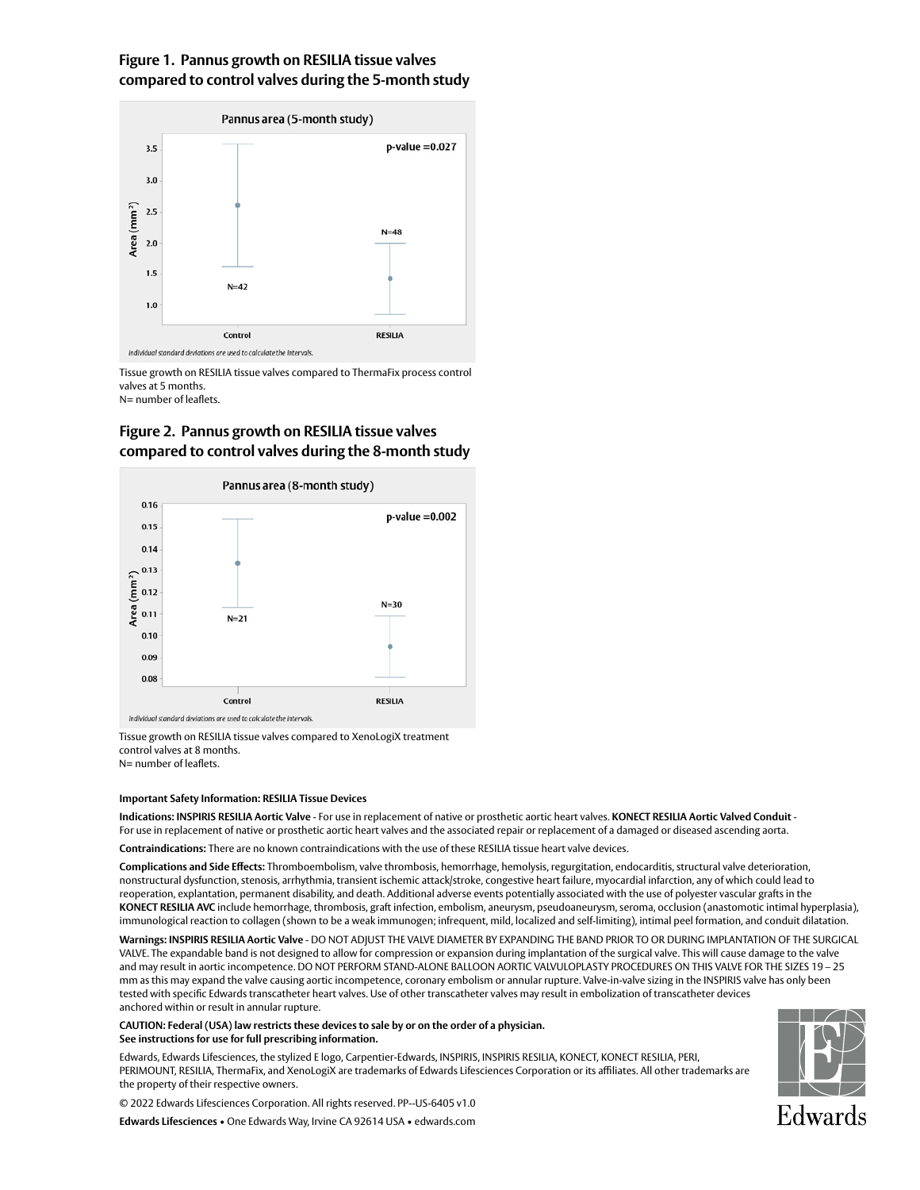## Figure 1. Pannus growth on RESILIA tissue valves compared to control valves during the 5-month study

Pannus area (5-month study)

p-value =0.027

Area ($mm^2$)

3.5
3.0
2.5
2.0
1.5
1.0

N=42

N=48

Control

RESILIA

*Individual standard deviations are used to calculate the intervals.*

Tissue growth on RESILIA tissue valves compared to ThermaFix process control valves at 5 months.
N= number of leaflets.

## Figure 2. Pannus growth on RESILIA tissue valves compared to control valves during the 8-month study

Pannus area (8-month study)

p-value =0.002

Area ($mm^2$)

0.16
0.15
0.14
0.13
0.12
0.11
0.10
0.09
0.08

N=21

N=30

Control

RESILIA

*Individual standard deviations are used to calculate the intervals.*

Tissue growth on RESILIA tissue valves compared to XenoLogiX treatment control valves at 8 months.
N= number of leaflets.

**Important Safety Information: RESILIA Tissue Devices**

**Indications: INSPIRIS RESILIA Aortic Valve** - For use in replacement of native or prosthetic aortic heart valves. **KONECT RESILIA Aortic Valved Conduit** - For use in replacement of native or prosthetic aortic heart valves and the associated repair or replacement of a damaged or diseased ascending aorta.

**Contraindications:** There are no known contraindications with the use of these RESILIA tissue heart valve devices.

**Complications and Side Effects:** Thromboembolism, valve thrombosis, hemorrhage, hemolysis, regurgitation, endocarditis, structural valve deterioration, nonstructural dysfunction, stenosis, arrhythmia, transient ischemic attack/stroke, congestive heart failure, myocardial infarction, any of which could lead to reoperation, explantation, permanent disability, and death. Additional adverse events potentially associated with the use of polyester vascular grafts in the **KONECT RESILIA AVC** include hemorrhage, thrombosis, graft infection, embolism, aneurysm, pseudoaneurysm, seroma, occlusion (anastomotic intimal hyperplasia), immunological reaction to collagen (shown to be a weak immunogen; infrequent, mild, localized and self-limiting), intimal peel formation, and conduit dilatation.

**Warnings: INSPIRIS RESILIA Aortic Valve** - DO NOT ADJUST THE VALVE DIAMETER BY EXPANDING THE BAND PRIOR TO OR DURING IMPLANTATION OF THE SURGICAL VALVE. The expandable band is not designed to allow for compression or expansion during implantation of the surgical valve. This will cause damage to the valve and may result in aortic incompetence. DO NOT PERFORM STAND-ALONE BALLOON AORTIC VALVULOPLASTY PROCEDURES ON THIS VALVE FOR THE SIZES 19 – 25 mm as this may expand the valve causing aortic incompetence, coronary embolism or annular rupture. Valve-in-valve sizing in the INSPIRIS valve has only been tested with specific Edwards transcatheter heart valves. Use of other transcatheter valves may result in embolization of transcatheter devices anchored within or result in annular rupture.

**CAUTION: Federal (USA) law restricts these devices to sale by or on the order of a physician.**
**See instructions for use for full prescribing information.**

Edwards, Edwards Lifesciences, the stylized E logo, Carpentier-Edwards, INSPIRIS, INSPIRIS RESILIA, KONECT, KONECT RESILIA, PERI, PERIMOUNT, RESILIA, ThermaFix, and XenoLogiX are trademarks of Edwards Lifesciences Corporation or its affiliates. All other trademarks are the property of their respective owners.

© 2022 Edwards Lifesciences Corporation. All rights reserved. PP--US-6405 v1.0

**Edwards Lifesciences** • One Edwards Way, Irvine CA 92614 USA • edwards.com

Edwards